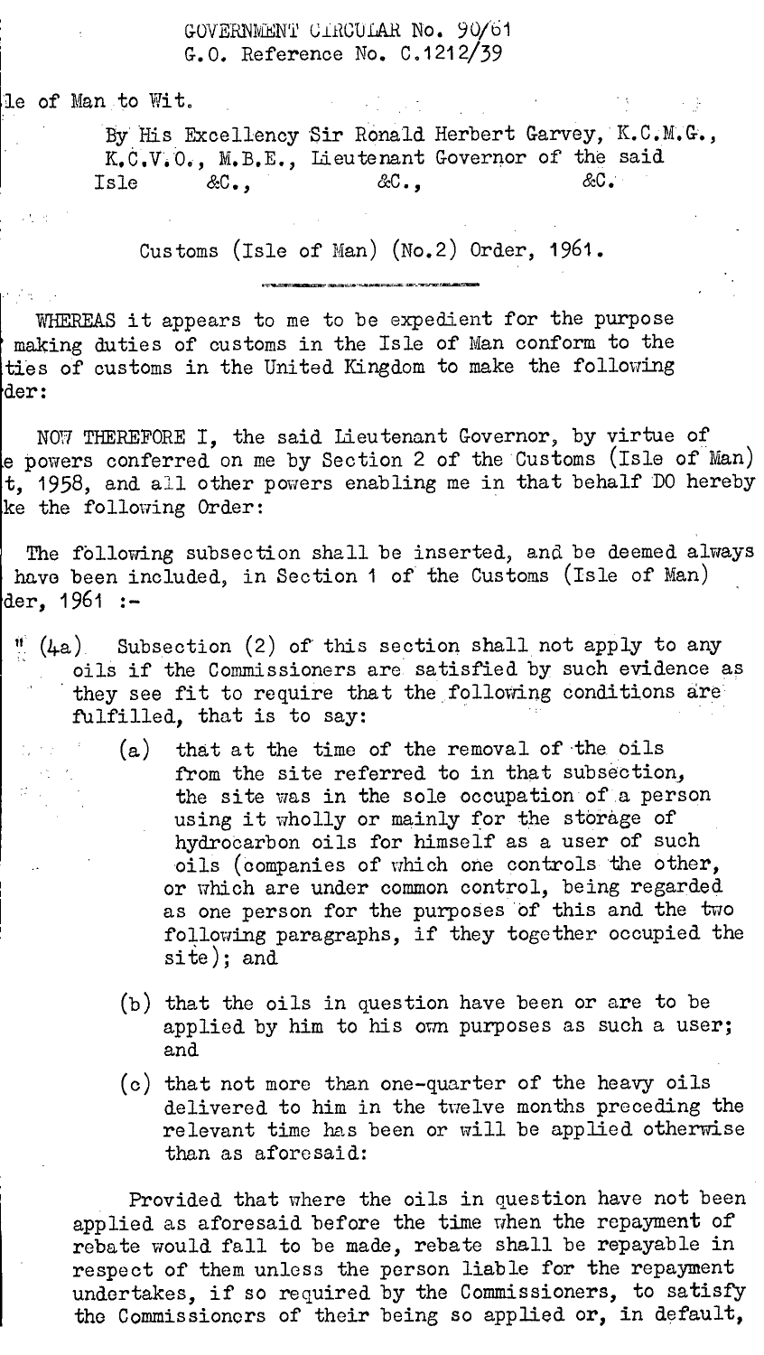GOVERNMENT CIRCULAR No. 90/61
G.O. Reference No. C.1212/39

le of Man to Wit.

By His Excellency Sir Ronald Herbert Garvey, K.C.M.G., K.C.V.O., M.B.E., Lieutenant Governor of the said Isle &C., &C., &C.

Customs (Isle of Man) (No.2) Order, 1961.

WHEREAS it appears to me to be expedient for the purpose making duties of customs in the Isle of Man conform to the ties of customs in the United Kingdom to make the following der:

NOW THEREFORE I, the said Lieutenant Governor, by virtue of e powers conferred on me by Section 2 of the Customs (Isle of Man) t, 1958, and all other powers enabling me in that behalf DO hereby ke the following Order:

The following subsection shall be inserted, and be deemed always have been included, in Section 1 of the Customs (Isle of Man) der, 1961 :-

" (4a) Subsection (2) of this section shall not apply to any oils if the Commissioners are satisfied by such evidence as they see fit to require that the following conditions are fulfilled, that is to say:

(a) that at the time of the removal of the oils from the site referred to in that subsection, the site was in the sole occupation of a person using it wholly or mainly for the storage of hydrocarbon oils for himself as a user of such oils (companies of which one controls the other, or which are under common control, being regarded as one person for the purposes of this and the two following paragraphs, if they together occupied the site); and

(b) that the oils in question have been or are to be applied by him to his own purposes as such a user; and

(c) that not more than one-quarter of the heavy oils delivered to him in the twelve months preceding the relevant time has been or will be applied otherwise than as aforesaid:

Provided that where the oils in question have not been applied as aforesaid before the time when the repayment of rebate would fall to be made, rebate shall be repayable in respect of them unless the person liable for the repayment undertakes, if so required by the Commissioners, to satisfy the Commissioners of their being so applied or, in default,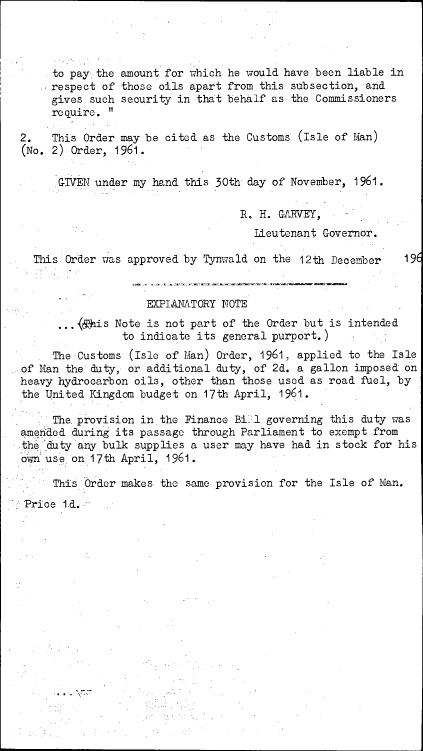to pay the amount for which he would have been liable in respect of those oils apart from this subsection, and gives such security in that behalf as the Commissioners require. "

2. This Order may be cited as the Customs (Isle of Man) (No. 2) Order, 1961.

GIVEN under my hand this 30th day of November, 1961.

R. H. GARVEY,

Lieutenant Governor.

This Order was approved by Tynwald on the 12th December 196

## EXPLANATORY NOTE

(This Note is not part of the Order but is intended to indicate its general purport.)

The Customs (Isle of Man) Order, 1961, applied to the Isle of Man the duty, or additional duty, of 2d. a gallon imposed on heavy hydrocarbon oils, other than those used as road fuel, by the United Kingdom budget on 17th April, 1961.

The provision in the Finance Bill governing this duty was amended during its passage through Parliament to exempt from the duty any bulk supplies a user may have had in stock for his own use on 17th April, 1961.

This Order makes the same provision for the Isle of Man.

Price 1d.